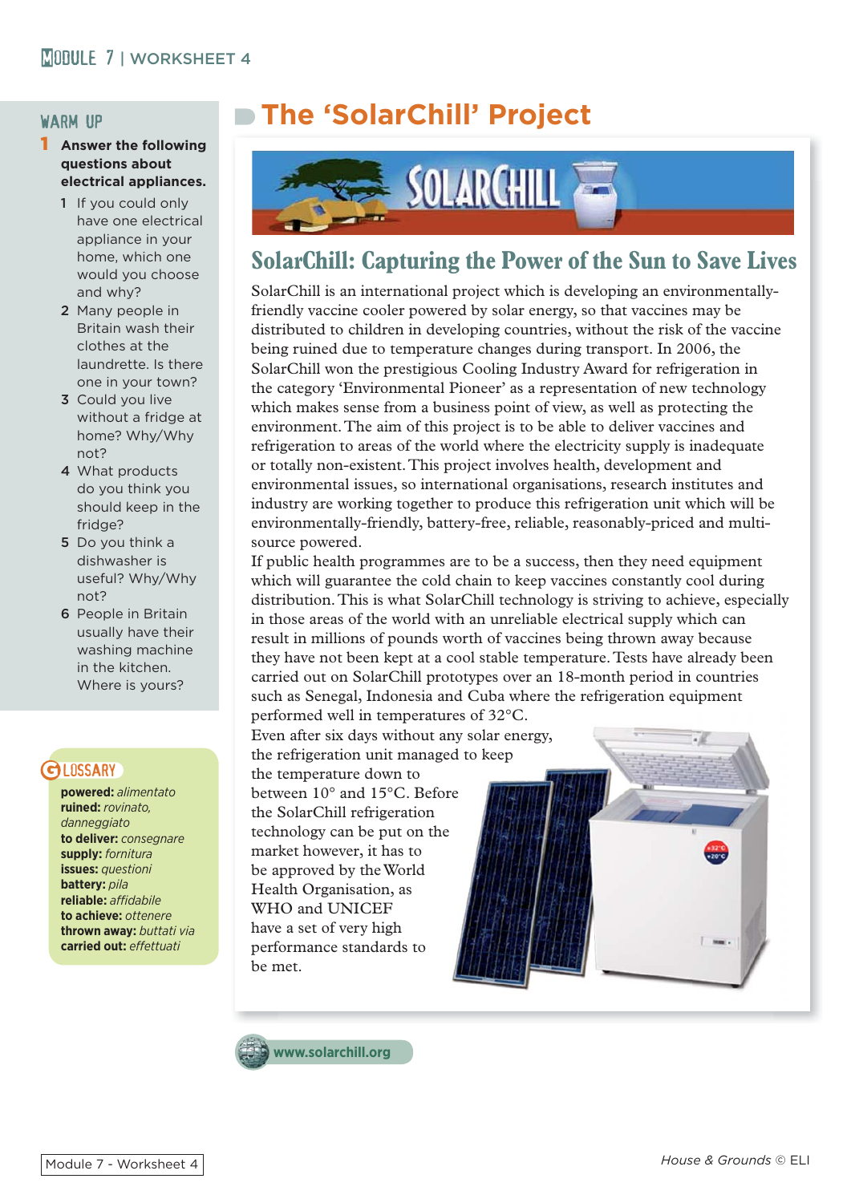# The 'SolarChill' Project

## WARM UP

**1 Answer the following questions about electrical appliances.**

1. If you could only have one electrical appliance in your home, which one would you choose and why?
2. Many people in Britain wash their clothes at the laundrette. Is there one in your town?
3. Could you live without a fridge at home? Why/Why not?
4. What products do you think you should keep in the fridge?
5. Do you think a dishwasher is useful? Why/Why not?
6. People in Britain usually have their washing machine in the kitchen. Where is yours?

## GLOSSARY

**powered:** *alimentato*
**ruined:** *rovinato, danneggiato*
**to deliver:** *consegnare*
**supply:** *fornitura*
**issues:** *questioni*
**battery:** *pila*
**reliable:** *affidabile*
**to achieve:** *ottenere*
**thrown away:** *buttati via*
**carried out:** *effettuati*

## SolarChill: Capturing the Power of the Sun to Save Lives

SolarChill is an international project which is developing an environmentally-friendly vaccine cooler powered by solar energy, so that vaccines may be distributed to children in developing countries, without the risk of the vaccine being ruined due to temperature changes during transport. In 2006, the SolarChill won the prestigious Cooling Industry Award for refrigeration in the category 'Environmental Pioneer' as a representation of new technology which makes sense from a business point of view, as well as protecting the environment. The aim of this project is to be able to deliver vaccines and refrigeration to areas of the world where the electricity supply is inadequate or totally non-existent. This project involves health, development and environmental issues, so international organisations, research institutes and industry are working together to produce this refrigeration unit which will be environmentally-friendly, battery-free, reliable, reasonably-priced and multi-source powered.

If public health programmes are to be a success, then they need equipment which will guarantee the cold chain to keep vaccines constantly cool during distribution. This is what SolarChill technology is striving to achieve, especially in those areas of the world with an unreliable electrical supply which can result in millions of pounds worth of vaccines being thrown away because they have not been kept at a cool stable temperature. Tests have already been carried out on SolarChill prototypes over an 18-month period in countries such as Senegal, Indonesia and Cuba where the refrigeration equipment performed well in temperatures of 32°C.

Even after six days without any solar energy, the refrigeration unit managed to keep the temperature down to between 10° and 15°C. Before the SolarChill refrigeration technology can be put on the market however, it has to be approved by the World Health Organisation, as WHO and UNICEF have a set of very high performance standards to be met.

www.solarchill.org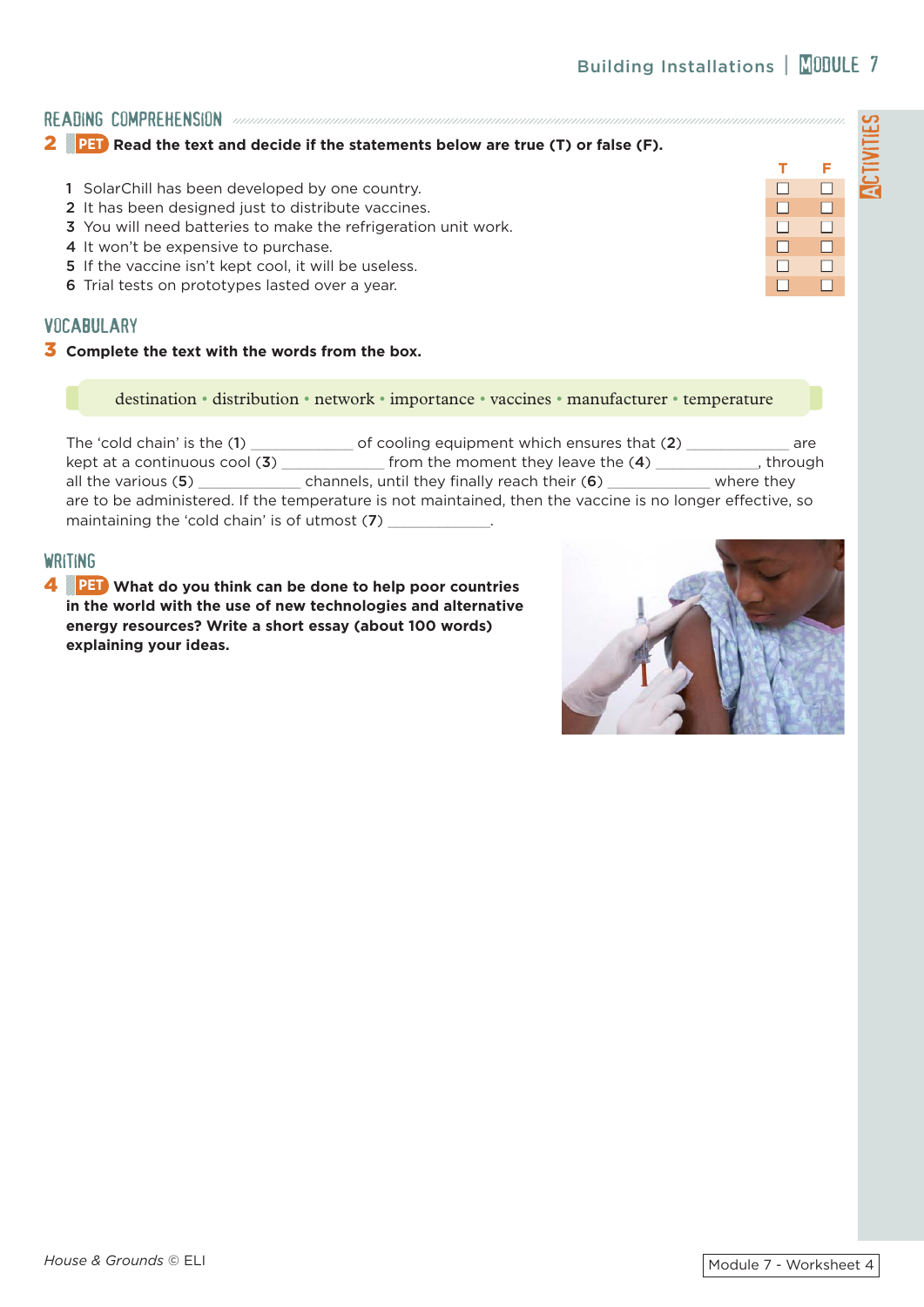## READING COMPREHENSION

**2** PET **Read the text and decide if the statements below are true (T) or false (F).**

| | | T | F |
|---|---|---|---|
| 1 | SolarChill has been developed by one country. | ☐ | ☐ |
| 2 | It has been designed just to distribute vaccines. | ☐ | ☐ |
| 3 | You will need batteries to make the refrigeration unit work. | ☐ | ☐ |
| 4 | It won't be expensive to purchase. | ☐ | ☐ |
| 5 | If the vaccine isn't kept cool, it will be useless. | ☐ | ☐ |
| 6 | Trial tests on prototypes lasted over a year. | ☐ | ☐ |

## VOCABULARY

**3 Complete the text with the words from the box.**

destination • distribution • network • importance • vaccines • manufacturer • temperature

The 'cold chain' is the (**1**) ____________ of cooling equipment which ensures that (**2**) ____________ are kept at a continuous cool (**3**) ____________ from the moment they leave the (**4**) ____________, through all the various (**5**) ____________ channels, until they finally reach their (**6**) ____________ where they are to be administered. If the temperature is not maintained, then the vaccine is no longer effective, so maintaining the 'cold chain' is of utmost (**7**) ____________.

## WRITING

**4** PET **What do you think can be done to help poor countries in the world with the use of new technologies and alternative energy resources? Write a short essay (about 100 words) explaining your ideas.**

*House & Grounds* © ELI